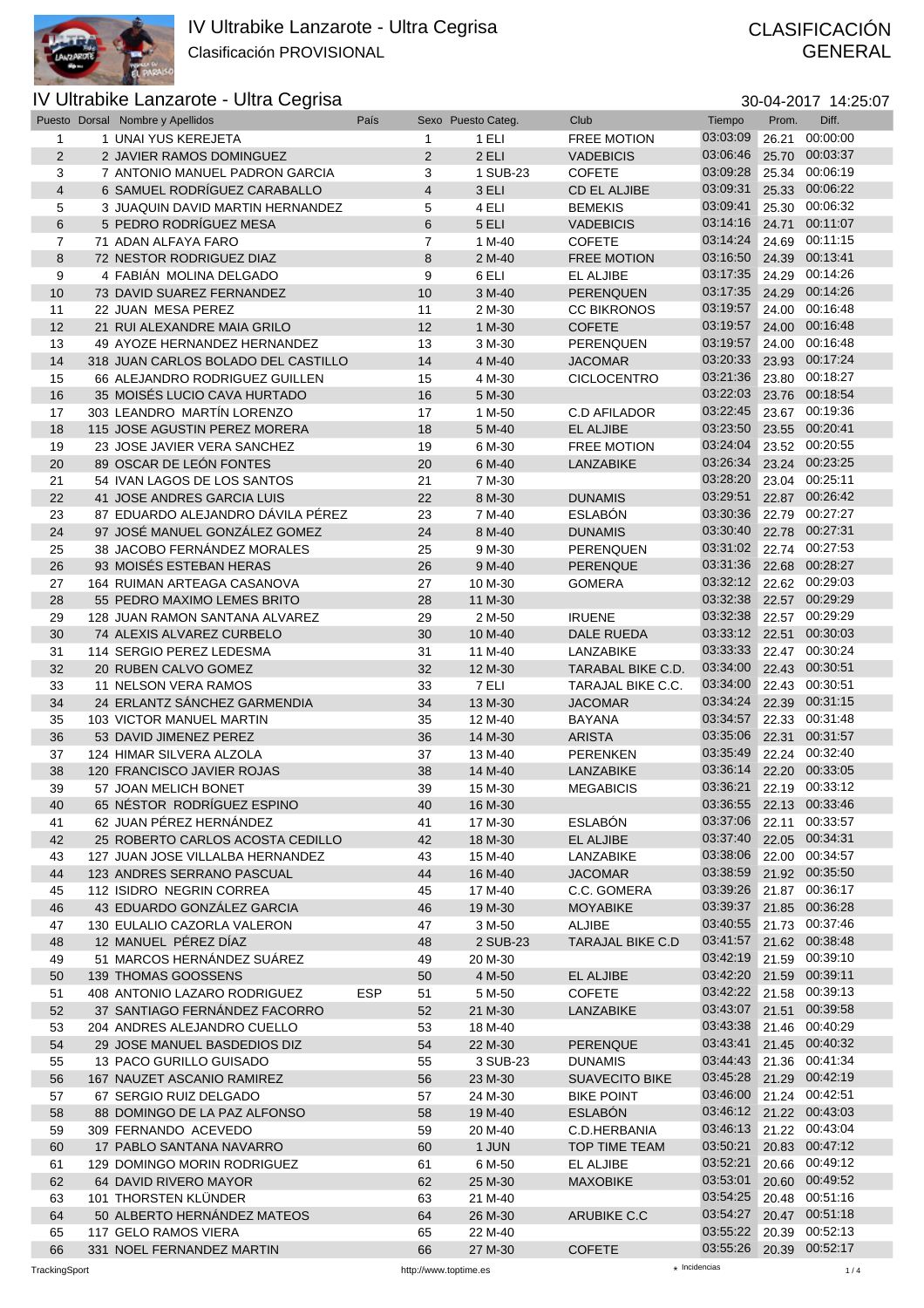# IV Ultrabike Lanzarote - Ultra Cegrisa

Clasificación PROVISIONAL

CLASIFICACIÓN GENERAL

## IV Ultrabike Lanzarote - Ultra Cegrisa

30-04-2017 14:25:07

| Puesto | Dorsal | Nombre y Apellidos | País | Sexo | Puesto Categ. | Club | Tiempo | Prom. | Diff. |
|---|---|---|---|---|---|---|---|---|---|
| 1 | 1 | UNAI YUS KEREJETA | | 1 | 1 ELI | FREE MOTION | 03:03:09 | 26.21 | 00:00:00 |
| 2 | 2 | JAVIER RAMOS DOMINGUEZ | | 2 | 2 ELI | VADEBICIS | 03:06:46 | 25.70 | 00:03:37 |
| 3 | 7 | ANTONIO MANUEL PADRON GARCIA | | 3 | 1 SUB-23 | COFETE | 03:09:28 | 25.34 | 00:06:19 |
| 4 | 6 | SAMUEL RODRÍGUEZ CARABALLO | | 4 | 3 ELI | CD EL ALJIBE | 03:09:31 | 25.33 | 00:06:22 |
| 5 | 3 | JUAQUIN DAVID MARTIN HERNANDEZ | | 5 | 4 ELI | BEMEKIS | 03:09:41 | 25.30 | 00:06:32 |
| 6 | 5 | PEDRO RODRÍGUEZ MESA | | 6 | 5 ELI | VADEBICIS | 03:14:16 | 24.71 | 00:11:07 |
| 7 | 71 | ADAN ALFAYA FARO | | 7 | 1 M-40 | COFETE | 03:14:24 | 24.69 | 00:11:15 |
| 8 | 72 | NESTOR RODRIGUEZ DIAZ | | 8 | 2 M-40 | FREE MOTION | 03:16:50 | 24.39 | 00:13:41 |
| 9 | 4 | FABIÁN MOLINA DELGADO | | 9 | 6 ELI | EL ALJIBE | 03:17:35 | 24.29 | 00:14:26 |
| 10 | 73 | DAVID SUAREZ FERNANDEZ | | 10 | 3 M-40 | PERENQUEN | 03:17:35 | 24.29 | 00:14:26 |
| 11 | 22 | JUAN MESA PEREZ | | 11 | 2 M-30 | CC BIKRONOS | 03:19:57 | 24.00 | 00:16:48 |
| 12 | 21 | RUI ALEXANDRE MAIA GRILO | | 12 | 1 M-30 | COFETE | 03:19:57 | 24.00 | 00:16:48 |
| 13 | 49 | AYOZE HERNANDEZ HERNANDEZ | | 13 | 3 M-30 | PERENQUEN | 03:19:57 | 24.00 | 00:16:48 |
| 14 | 318 | JUAN CARLOS BOLADO DEL CASTILLO | | 14 | 4 M-40 | JACOMAR | 03:20:33 | 23.93 | 00:17:24 |
| 15 | 66 | ALEJANDRO RODRIGUEZ GUILLEN | | 15 | 4 M-30 | CICLOCENTRO | 03:21:36 | 23.80 | 00:18:27 |
| 16 | 35 | MOISÉS LUCIO CAVA HURTADO | | 16 | 5 M-30 | | 03:22:03 | 23.76 | 00:18:54 |
| 17 | 303 | LEANDRO MARTÍN LORENZO | | 17 | 1 M-50 | C.D AFILADOR | 03:22:45 | 23.67 | 00:19:36 |
| 18 | 115 | JOSE AGUSTIN PEREZ MORERA | | 18 | 5 M-40 | EL ALJIBE | 03:23:50 | 23.55 | 00:20:41 |
| 19 | 23 | JOSE JAVIER VERA SANCHEZ | | 19 | 6 M-30 | FREE MOTION | 03:24:04 | 23.52 | 00:20:55 |
| 20 | 89 | OSCAR DE LEÓN FONTES | | 20 | 6 M-40 | LANZABIKE | 03:26:34 | 23.24 | 00:23:25 |
| 21 | 54 | IVAN LAGOS DE LOS SANTOS | | 21 | 7 M-30 | | 03:28:20 | 23.04 | 00:25:11 |
| 22 | 41 | JOSE ANDRES GARCIA LUIS | | 22 | 8 M-30 | DUNAMIS | 03:29:51 | 22.87 | 00:26:42 |
| 23 | 87 | EDUARDO ALEJANDRO DÁVILA PÉREZ | | 23 | 7 M-40 | ESLABÓN | 03:30:36 | 22.79 | 00:27:27 |
| 24 | 97 | JOSÉ MANUEL GONZÁLEZ GOMEZ | | 24 | 8 M-40 | DUNAMIS | 03:30:40 | 22.78 | 00:27:31 |
| 25 | 38 | JACOBO FERNÁNDEZ MORALES | | 25 | 9 M-30 | PERENQUEN | 03:31:02 | 22.74 | 00:27:53 |
| 26 | 93 | MOISÉS ESTEBAN HERAS | | 26 | 9 M-40 | PERENQUE | 03:31:36 | 22.68 | 00:28:27 |
| 27 | 164 | RUIMAN ARTEAGA CASANOVA | | 27 | 10 M-30 | GOMERA | 03:32:12 | 22.62 | 00:29:03 |
| 28 | 55 | PEDRO MAXIMO LEMES BRITO | | 28 | 11 M-30 | | 03:32:38 | 22.57 | 00:29:29 |
| 29 | 128 | JUAN RAMON SANTANA ALVAREZ | | 29 | 2 M-50 | IRUENE | 03:32:38 | 22.57 | 00:29:29 |
| 30 | 74 | ALEXIS ALVAREZ CURBELO | | 30 | 10 M-40 | DALE RUEDA | 03:33:12 | 22.51 | 00:30:03 |
| 31 | 114 | SERGIO PEREZ LEDESMA | | 31 | 11 M-40 | LANZABIKE | 03:33:33 | 22.47 | 00:30:24 |
| 32 | 20 | RUBEN CALVO GOMEZ | | 32 | 12 M-30 | TARABAL BIKE C.D. | 03:34:00 | 22.43 | 00:30:51 |
| 33 | 11 | NELSON VERA RAMOS | | 33 | 7 ELI | TARAJAL BIKE C.C. | 03:34:00 | 22.43 | 00:30:51 |
| 34 | 24 | ERLANTZ SÁNCHEZ GARMENDIA | | 34 | 13 M-30 | JACOMAR | 03:34:24 | 22.39 | 00:31:15 |
| 35 | 103 | VICTOR MANUEL MARTIN | | 35 | 12 M-40 | BAYANA | 03:34:57 | 22.33 | 00:31:48 |
| 36 | 53 | DAVID JIMENEZ PEREZ | | 36 | 14 M-30 | ARISTA | 03:35:06 | 22.31 | 00:31:57 |
| 37 | 124 | HIMAR SILVERA ALZOLA | | 37 | 13 M-40 | PERENKEN | 03:35:49 | 22.24 | 00:32:40 |
| 38 | 120 | FRANCISCO JAVIER ROJAS | | 38 | 14 M-40 | LANZABIKE | 03:36:14 | 22.20 | 00:33:05 |
| 39 | 57 | JOAN MELICH BONET | | 39 | 15 M-30 | MEGABICIS | 03:36:21 | 22.19 | 00:33:12 |
| 40 | 65 | NÉSTOR RODRÍGUEZ ESPINO | | 40 | 16 M-30 | | 03:36:55 | 22.13 | 00:33:46 |
| 41 | 62 | JUAN PÉREZ HERNÁNDEZ | | 41 | 17 M-30 | ESLABÓN | 03:37:06 | 22.11 | 00:33:57 |
| 42 | 25 | ROBERTO CARLOS ACOSTA CEDILLO | | 42 | 18 M-30 | EL ALJIBE | 03:37:40 | 22.05 | 00:34:31 |
| 43 | 127 | JUAN JOSE VILLALBA HERNANDEZ | | 43 | 15 M-40 | LANZABIKE | 03:38:06 | 22.00 | 00:34:57 |
| 44 | 123 | ANDRES SERRANO PASCUAL | | 44 | 16 M-40 | JACOMAR | 03:38:59 | 21.92 | 00:35:50 |
| 45 | 112 | ISIDRO NEGRIN CORREA | | 45 | 17 M-40 | C.C. GOMERA | 03:39:26 | 21.87 | 00:36:17 |
| 46 | 43 | EDUARDO GONZÁLEZ GARCIA | | 46 | 19 M-30 | MOYABIKE | 03:39:37 | 21.85 | 00:36:28 |
| 47 | 130 | EULALIO CAZORLA VALERON | | 47 | 3 M-50 | ALJIBE | 03:40:55 | 21.73 | 00:37:46 |
| 48 | 12 | MANUEL PÉREZ DÍAZ | | 48 | 2 SUB-23 | TARAJAL BIKE C.D | 03:41:57 | 21.62 | 00:38:48 |
| 49 | 51 | MARCOS HERNÁNDEZ SUÁREZ | | 49 | 20 M-30 | | 03:42:19 | 21.59 | 00:39:10 |
| 50 | 139 | THOMAS GOOSSENS | | 50 | 4 M-50 | EL ALJIBE | 03:42:20 | 21.59 | 00:39:11 |
| 51 | 408 | ANTONIO LAZARO RODRIGUEZ | ESP | 51 | 5 M-50 | COFETE | 03:42:22 | 21.58 | 00:39:13 |
| 52 | 37 | SANTIAGO FERNÁNDEZ FACORRO | | 52 | 21 M-30 | LANZABIKE | 03:43:07 | 21.51 | 00:39:58 |
| 53 | 204 | ANDRES ALEJANDRO CUELLO | | 53 | 18 M-40 | | 03:43:38 | 21.46 | 00:40:29 |
| 54 | 29 | JOSE MANUEL BASDEDIOS DIZ | | 54 | 22 M-30 | PERENQUE | 03:43:41 | 21.45 | 00:40:32 |
| 55 | 13 | PACO GURILLO GUISADO | | 55 | 3 SUB-23 | DUNAMIS | 03:44:43 | 21.36 | 00:41:34 |
| 56 | 167 | NAUZET ASCANIO RAMIREZ | | 56 | 23 M-30 | SUAVECITO BIKE | 03:45:28 | 21.29 | 00:42:19 |
| 57 | 67 | SERGIO RUIZ DELGADO | | 57 | 24 M-30 | BIKE POINT | 03:46:00 | 21.24 | 00:42:51 |
| 58 | 88 | DOMINGO DE LA PAZ ALFONSO | | 58 | 19 M-40 | ESLABÓN | 03:46:12 | 21.22 | 00:43:03 |
| 59 | 309 | FERNANDO ACEVEDO | | 59 | 20 M-40 | C.D.HERBANIA | 03:46:13 | 21.22 | 00:43:04 |
| 60 | 17 | PABLO SANTANA NAVARRO | | 60 | 1 JUN | TOP TIME TEAM | 03:50:21 | 20.83 | 00:47:12 |
| 61 | 129 | DOMINGO MORIN RODRIGUEZ | | 61 | 6 M-50 | EL ALJIBE | 03:52:21 | 20.66 | 00:49:12 |
| 62 | 64 | DAVID RIVERO MAYOR | | 62 | 25 M-30 | MAXOBIKE | 03:53:01 | 20.60 | 00:49:52 |
| 63 | 101 | THORSTEN KLÜNDER | | 63 | 21 M-40 | | 03:54:25 | 20.48 | 00:51:16 |
| 64 | 50 | ALBERTO HERNÁNDEZ MATEOS | | 64 | 26 M-30 | ARUBIKE C.C | 03:54:27 | 20.47 | 00:51:18 |
| 65 | 117 | GELO RAMOS VIERA | | 65 | 22 M-40 | | 03:55:22 | 20.39 | 00:52:13 |
| 66 | 331 | NOEL FERNANDEZ MARTIN | | 66 | 27 M-30 | COFETE | 03:55:26 | 20.39 | 00:52:17 |

TrackingSport — http://www.toptime.es — ⋆ Incidencias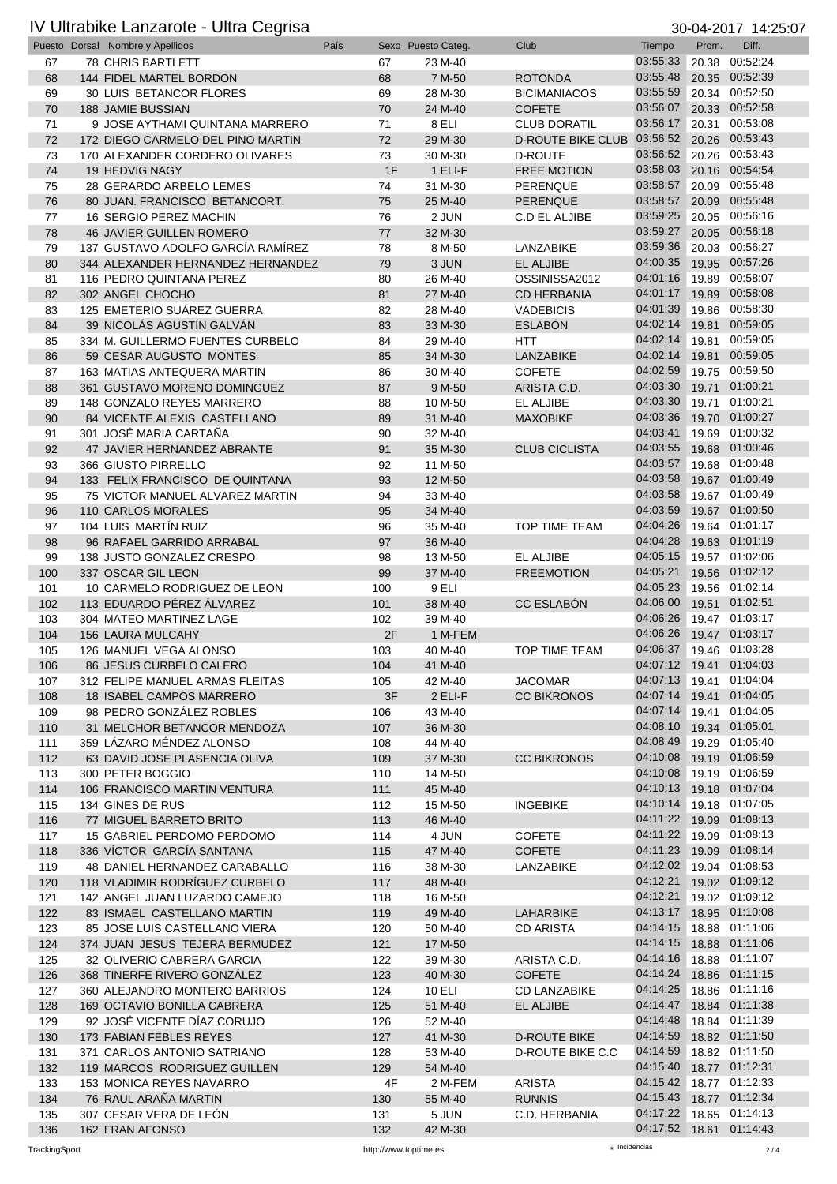# IV Ultrabike Lanzarote - Ultra Cegrisa

30-04-2017 14:25:07

| Puesto | Dorsal | Nombre y Apellidos | País | Sexo | Puesto Categ. | Club | Tiempo | Prom. | Diff. |
|---|---|---|---|---|---|---|---|---|---|
| 67 | 78 | CHRIS BARTLETT | | 67 | 23 M-40 | | 03:55:33 | 20.38 | 00:52:24 |
| 68 | 144 | FIDEL MARTEL BORDON | | 68 | 7 M-50 | ROTONDA | 03:55:48 | 20.35 | 00:52:39 |
| 69 | 30 | LUIS BETANCOR FLORES | | 69 | 28 M-30 | BICIMANIACOS | 03:55:59 | 20.34 | 00:52:50 |
| 70 | 188 | JAMIE BUSSIAN | | 70 | 24 M-40 | COFETE | 03:56:07 | 20.33 | 00:52:58 |
| 71 | 9 | JOSE AYTHAMI QUINTANA MARRERO | | 71 | 8 ELI | CLUB DORATIL | 03:56:17 | 20.31 | 00:53:08 |
| 72 | 172 | DIEGO CARMELO DEL PINO MARTIN | | 72 | 29 M-30 | D-ROUTE BIKE CLUB | 03:56:52 | 20.26 | 00:53:43 |
| 73 | 170 | ALEXANDER CORDERO OLIVARES | | 73 | 30 M-30 | D-ROUTE | 03:56:52 | 20.26 | 00:53:43 |
| 74 | 19 | HEDVIG NAGY | | 1F | 1 ELI-F | FREE MOTION | 03:58:03 | 20.16 | 00:54:54 |
| 75 | 28 | GERARDO ARBELO LEMES | | 74 | 31 M-30 | PERENQUE | 03:58:57 | 20.09 | 00:55:48 |
| 76 | 80 | JUAN. FRANCISCO BETANCORT. | | 75 | 25 M-40 | PERENQUE | 03:58:57 | 20.09 | 00:55:48 |
| 77 | 16 | SERGIO PEREZ MACHIN | | 76 | 2 JUN | C.D EL ALJIBE | 03:59:25 | 20.05 | 00:56:16 |
| 78 | 46 | JAVIER GUILLEN ROMERO | | 77 | 32 M-30 | | 03:59:27 | 20.05 | 00:56:18 |
| 79 | 137 | GUSTAVO ADOLFO GARCÍA RAMÍREZ | | 78 | 8 M-50 | LANZABIKE | 03:59:36 | 20.03 | 00:56:27 |
| 80 | 344 | ALEXANDER HERNANDEZ HERNANDEZ | | 79 | 3 JUN | EL ALJIBE | 04:00:35 | 19.95 | 00:57:26 |
| 81 | 116 | PEDRO QUINTANA PEREZ | | 80 | 26 M-40 | OSSINISSA2012 | 04:01:16 | 19.89 | 00:58:07 |
| 82 | 302 | ANGEL CHOCHO | | 81 | 27 M-40 | CD HERBANIA | 04:01:17 | 19.89 | 00:58:08 |
| 83 | 125 | EMETERIO SUÁREZ GUERRA | | 82 | 28 M-40 | VADEBICIS | 04:01:39 | 19.86 | 00:58:30 |
| 84 | 39 | NICOLÁS AGUSTÍN GALVÁN | | 83 | 33 M-30 | ESLABÓN | 04:02:14 | 19.81 | 00:59:05 |
| 85 | 334 | M. GUILLERMO FUENTES CURBELO | | 84 | 29 M-40 | HTT | 04:02:14 | 19.81 | 00:59:05 |
| 86 | 59 | CESAR AUGUSTO MONTES | | 85 | 34 M-30 | LANZABIKE | 04:02:14 | 19.81 | 00:59:05 |
| 87 | 163 | MATIAS ANTEQUERA MARTIN | | 86 | 30 M-40 | COFETE | 04:02:59 | 19.75 | 00:59:50 |
| 88 | 361 | GUSTAVO MORENO DOMINGUEZ | | 87 | 9 M-50 | ARISTA C.D. | 04:03:30 | 19.71 | 01:00:21 |
| 89 | 148 | GONZALO REYES MARRERO | | 88 | 10 M-50 | EL ALJIBE | 04:03:30 | 19.71 | 01:00:21 |
| 90 | 84 | VICENTE ALEXIS CASTELLANO | | 89 | 31 M-40 | MAXOBIKE | 04:03:36 | 19.70 | 01:00:27 |
| 91 | 301 | JOSÉ MARIA CARTAÑA | | 90 | 32 M-40 | | 04:03:41 | 19.69 | 01:00:32 |
| 92 | 47 | JAVIER HERNANDEZ ABRANTE | | 91 | 35 M-30 | CLUB CICLISTA | 04:03:55 | 19.68 | 01:00:46 |
| 93 | 366 | GIUSTO PIRRELLO | | 92 | 11 M-50 | | 04:03:57 | 19.68 | 01:00:48 |
| 94 | 133 | FELIX FRANCISCO DE QUINTANA | | 93 | 12 M-50 | | 04:03:58 | 19.67 | 01:00:49 |
| 95 | 75 | VICTOR MANUEL ALVAREZ MARTIN | | 94 | 33 M-40 | | 04:03:58 | 19.67 | 01:00:49 |
| 96 | 110 | CARLOS MORALES | | 95 | 34 M-40 | | 04:03:59 | 19.67 | 01:00:50 |
| 97 | 104 | LUIS MARTÍN RUIZ | | 96 | 35 M-40 | TOP TIME TEAM | 04:04:26 | 19.64 | 01:01:17 |
| 98 | 96 | RAFAEL GARRIDO ARRABAL | | 97 | 36 M-40 | | 04:04:28 | 19.63 | 01:01:19 |
| 99 | 138 | JUSTO GONZALEZ CRESPO | | 98 | 13 M-50 | EL ALJIBE | 04:05:15 | 19.57 | 01:02:06 |
| 100 | 337 | OSCAR GIL LEON | | 99 | 37 M-40 | FREEMOTION | 04:05:21 | 19.56 | 01:02:12 |
| 101 | 10 | CARMELO RODRIGUEZ DE LEON | | 100 | 9 ELI | | 04:05:23 | 19.56 | 01:02:14 |
| 102 | 113 | EDUARDO PÉREZ ÁLVAREZ | | 101 | 38 M-40 | CC ESLABÓN | 04:06:00 | 19.51 | 01:02:51 |
| 103 | 304 | MATEO MARTINEZ LAGE | | 102 | 39 M-40 | | 04:06:26 | 19.47 | 01:03:17 |
| 104 | 156 | LAURA MULCAHY | | 2F | 1 M-FEM | | 04:06:26 | 19.47 | 01:03:17 |
| 105 | 126 | MANUEL VEGA ALONSO | | 103 | 40 M-40 | TOP TIME TEAM | 04:06:37 | 19.46 | 01:03:28 |
| 106 | 86 | JESUS CURBELO CALERO | | 104 | 41 M-40 | | 04:07:12 | 19.41 | 01:04:03 |
| 107 | 312 | FELIPE MANUEL ARMAS FLEITAS | | 105 | 42 M-40 | JACOMAR | 04:07:13 | 19.41 | 01:04:04 |
| 108 | 18 | ISABEL CAMPOS MARRERO | | 3F | 2 ELI-F | CC BIKRONOS | 04:07:14 | 19.41 | 01:04:05 |
| 109 | 98 | PEDRO GONZÁLEZ ROBLES | | 106 | 43 M-40 | | 04:07:14 | 19.41 | 01:04:05 |
| 110 | 31 | MELCHOR BETANCOR MENDOZA | | 107 | 36 M-30 | | 04:08:10 | 19.34 | 01:05:01 |
| 111 | 359 | LÁZARO MÉNDEZ ALONSO | | 108 | 44 M-40 | | 04:08:49 | 19.29 | 01:05:40 |
| 112 | 63 | DAVID JOSE PLASENCIA OLIVA | | 109 | 37 M-30 | CC BIKRONOS | 04:10:08 | 19.19 | 01:06:59 |
| 113 | 300 | PETER BOGGIO | | 110 | 14 M-50 | | 04:10:08 | 19.19 | 01:06:59 |
| 114 | 106 | FRANCISCO MARTIN VENTURA | | 111 | 45 M-40 | | 04:10:13 | 19.18 | 01:07:04 |
| 115 | 134 | GINES DE RUS | | 112 | 15 M-50 | INGEBIKE | 04:10:14 | 19.18 | 01:07:05 |
| 116 | 77 | MIGUEL BARRETO BRITO | | 113 | 46 M-40 | | 04:11:22 | 19.09 | 01:08:13 |
| 117 | 15 | GABRIEL PERDOMO PERDOMO | | 114 | 4 JUN | COFETE | 04:11:22 | 19.09 | 01:08:13 |
| 118 | 336 | VÍCTOR GARCÍA SANTANA | | 115 | 47 M-40 | COFETE | 04:11:23 | 19.09 | 01:08:14 |
| 119 | 48 | DANIEL HERNANDEZ CARABALLO | | 116 | 38 M-30 | LANZABIKE | 04:12:02 | 19.04 | 01:08:53 |
| 120 | 118 | VLADIMIR RODRÍGUEZ CURBELO | | 117 | 48 M-40 | | 04:12:21 | 19.02 | 01:09:12 |
| 121 | 142 | ANGEL JUAN LUZARDO CAMEJO | | 118 | 16 M-50 | | 04:12:21 | 19.02 | 01:09:12 |
| 122 | 83 | ISMAEL CASTELLANO MARTIN | | 119 | 49 M-40 | LAHARBIKE | 04:13:17 | 18.95 | 01:10:08 |
| 123 | 85 | JOSE LUIS CASTELLANO VIERA | | 120 | 50 M-40 | CD ARISTA | 04:14:15 | 18.88 | 01:11:06 |
| 124 | 374 | JUAN JESUS TEJERA BERMUDEZ | | 121 | 17 M-50 | | 04:14:15 | 18.88 | 01:11:06 |
| 125 | 32 | OLIVERIO CABRERA GARCIA | | 122 | 39 M-30 | ARISTA C.D. | 04:14:16 | 18.88 | 01:11:07 |
| 126 | 368 | TINERFE RIVERO GONZÁLEZ | | 123 | 40 M-30 | COFETE | 04:14:24 | 18.86 | 01:11:15 |
| 127 | 360 | ALEJANDRO MONTERO BARRIOS | | 124 | 10 ELI | CD LANZABIKE | 04:14:25 | 18.86 | 01:11:16 |
| 128 | 169 | OCTAVIO BONILLA CABRERA | | 125 | 51 M-40 | EL ALJIBE | 04:14:47 | 18.84 | 01:11:38 |
| 129 | 92 | JOSÉ VICENTE DÍAZ CORUJO | | 126 | 52 M-40 | | 04:14:48 | 18.84 | 01:11:39 |
| 130 | 173 | FABIAN FEBLES REYES | | 127 | 41 M-30 | D-ROUTE BIKE | 04:14:59 | 18.82 | 01:11:50 |
| 131 | 371 | CARLOS ANTONIO SATRIANO | | 128 | 53 M-40 | D-ROUTE BIKE C.C | 04:14:59 | 18.82 | 01:11:50 |
| 132 | 119 | MARCOS RODRIGUEZ GUILLEN | | 129 | 54 M-40 | | 04:15:40 | 18.77 | 01:12:31 |
| 133 | 153 | MONICA REYES NAVARRO | | 4F | 2 M-FEM | ARISTA | 04:15:42 | 18.77 | 01:12:33 |
| 134 | 76 | RAUL ARAÑA MARTIN | | 130 | 55 M-40 | RUNNIS | 04:15:43 | 18.77 | 01:12:34 |
| 135 | 307 | CESAR VERA DE LEÓN | | 131 | 5 JUN | C.D. HERBANIA | 04:17:22 | 18.65 | 01:14:13 |
| 136 | 162 | FRAN AFONSO | | 132 | 42 M-30 | | 04:17:52 | 18.61 | 01:14:43 |

TrackingSport — http://www.toptime.es — ⋆ Incidencias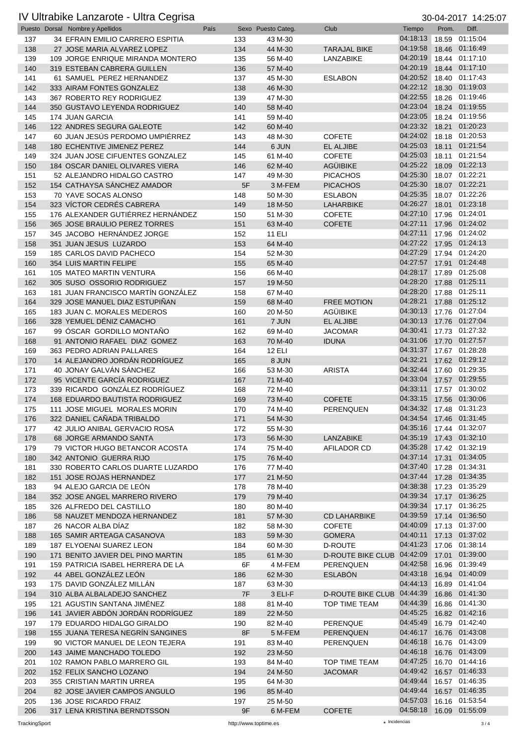# IV Ultrabike Lanzarote - Ultra Cegrisa

30-04-2017 14:25:07

| Puesto | Dorsal | Nombre y Apellidos | País | Sexo | Puesto Categ. | Club | Tiempo | Prom. | Diff. |
|---|---|---|---|---|---|---|---|---|---|
| 137 | 34 | EFRAIN EMILIO CARRERO ESPITIA | | 133 | 43 M-30 | | 04:18:13 | 18.59 | 01:15:04 |
| 138 | 27 | JOSE MARIA ALVAREZ LOPEZ | | 134 | 44 M-30 | TARAJAL BIKE | 04:19:58 | 18.46 | 01:16:49 |
| 139 | 109 | JORGE ENRIQUE MIRANDA MONTERO | | 135 | 56 M-40 | LANZABIKE | 04:20:19 | 18.44 | 01:17:10 |
| 140 | 319 | ESTEBAN CABRERA GUILLEN | | 136 | 57 M-40 | | 04:20:19 | 18.44 | 01:17:10 |
| 141 | 61 | SAMUEL PEREZ HERNANDEZ | | 137 | 45 M-30 | ESLABON | 04:20:52 | 18.40 | 01:17:43 |
| 142 | 333 | AIRAM FONTES GONZALEZ | | 138 | 46 M-30 | | 04:22:12 | 18.30 | 01:19:03 |
| 143 | 367 | ROBERTO REY RODRIGUEZ | | 139 | 47 M-30 | | 04:22:55 | 18.26 | 01:19:46 |
| 144 | 350 | GUSTAVO LEYENDA RODRIGUEZ | | 140 | 58 M-40 | | 04:23:04 | 18.24 | 01:19:55 |
| 145 | 174 | JUAN GARCIA | | 141 | 59 M-40 | | 04:23:05 | 18.24 | 01:19:56 |
| 146 | 122 | ANDRES SEGURA GALEOTE | | 142 | 60 M-40 | | 04:23:32 | 18.21 | 01:20:23 |
| 147 | 60 | JUAN JESÚS PERDOMO UMPIÉRREZ | | 143 | 48 M-30 | COFETE | 04:24:02 | 18.18 | 01:20:53 |
| 148 | 180 | ECHENTIVE JIMENEZ PEREZ | | 144 | 6 JUN | EL ALJIBE | 04:25:03 | 18.11 | 01:21:54 |
| 149 | 324 | JUAN JOSE CIFUENTES GONZALEZ | | 145 | 61 M-40 | COFETE | 04:25:03 | 18.11 | 01:21:54 |
| 150 | 184 | OSCAR DANIEL OLIVARES VIERA | | 146 | 62 M-40 | AGÜIBIKE | 04:25:22 | 18.09 | 01:22:13 |
| 151 | 52 | ALEJANDRO HIDALGO CASTRO | | 147 | 49 M-30 | PICACHOS | 04:25:30 | 18.07 | 01:22:21 |
| 152 | 154 | CATHAYSA SÁNCHEZ AMADOR | | 5F | 3 M-FEM | PICACHOS | 04:25:30 | 18.07 | 01:22:21 |
| 153 | 70 | YAVE SOCAS ALONSO | | 148 | 50 M-30 | ESLABON | 04:25:35 | 18.07 | 01:22:26 |
| 154 | 323 | VÍCTOR CEDRÉS CABRERA | | 149 | 18 M-50 | LAHARBIKE | 04:26:27 | 18.01 | 01:23:18 |
| 155 | 176 | ALEXANDER GUTIÉRREZ HERNÁNDEZ | | 150 | 51 M-30 | COFETE | 04:27:10 | 17.96 | 01:24:01 |
| 156 | 365 | JOSE BRAULIO PEREZ TORRES | | 151 | 63 M-40 | COFETE | 04:27:11 | 17.96 | 01:24:02 |
| 157 | 345 | JACOBO HERNÁNDEZ JORGE | | 152 | 11 ELI | | 04:27:11 | 17.96 | 01:24:02 |
| 158 | 351 | JUAN JESUS LUZARDO | | 153 | 64 M-40 | | 04:27:22 | 17.95 | 01:24:13 |
| 159 | 185 | CARLOS DAVID PACHECO | | 154 | 52 M-30 | | 04:27:29 | 17.94 | 01:24:20 |
| 160 | 354 | LUIS MARTIN FELIPE | | 155 | 65 M-40 | | 04:27:57 | 17.91 | 01:24:48 |
| 161 | 105 | MATEO MARTIN VENTURA | | 156 | 66 M-40 | | 04:28:17 | 17.89 | 01:25:08 |
| 162 | 305 | SUSO OSSORIO RODRIGUEZ | | 157 | 19 M-50 | | 04:28:20 | 17.88 | 01:25:11 |
| 163 | 181 | JUAN FRANCISCO MARTÍN GONZÁLEZ | | 158 | 67 M-40 | | 04:28:20 | 17.88 | 01:25:11 |
| 164 | 329 | JOSE MANUEL DIAZ ESTUPIÑAN | | 159 | 68 M-40 | FREE MOTION | 04:28:21 | 17.88 | 01:25:12 |
| 165 | 183 | JUAN C. MORALES MEDEROS | | 160 | 20 M-50 | AGÜIBIKE | 04:30:13 | 17.76 | 01:27:04 |
| 166 | 328 | YEMUEL DÉNIZ CAMACHO | | 161 | 7 JUN | EL ALJIBE | 04:30:13 | 17.76 | 01:27:04 |
| 167 | 99 | ÓSCAR GORDILLO MONTAÑO | | 162 | 69 M-40 | JACOMAR | 04:30:41 | 17.73 | 01:27:32 |
| 168 | 91 | ANTONIO RAFAEL DIAZ GOMEZ | | 163 | 70 M-40 | IDUNA | 04:31:06 | 17.70 | 01:27:57 |
| 169 | 363 | PEDRO ADRIAN PALLARES | | 164 | 12 ELI | | 04:31:37 | 17.67 | 01:28:28 |
| 170 | 14 | ALEJANDRO JORDÁN RODRÍGUEZ | | 165 | 8 JUN | | 04:32:21 | 17.62 | 01:29:12 |
| 171 | 40 | JONAY GALVÁN SÁNCHEZ | | 166 | 53 M-30 | ARISTA | 04:32:44 | 17.60 | 01:29:35 |
| 172 | 95 | VICENTE GARCÍA RODRIGUEZ | | 167 | 71 M-40 | | 04:33:04 | 17.57 | 01:29:55 |
| 173 | 339 | RICARDO GONZÁLEZ RODRÍGUEZ | | 168 | 72 M-40 | | 04:33:11 | 17.57 | 01:30:02 |
| 174 | 168 | EDUARDO BAUTISTA RODRIGUEZ | | 169 | 73 M-40 | COFETE | 04:33:15 | 17.56 | 01:30:06 |
| 175 | 111 | JOSE MIGUEL MORALES MORIN | | 170 | 74 M-40 | PERENQUEN | 04:34:32 | 17.48 | 01:31:23 |
| 176 | 322 | DANIEL CAÑADA TRIBALDO | | 171 | 54 M-30 | | 04:34:54 | 17.46 | 01:31:45 |
| 177 | 42 | JULIO ANIBAL GERVACIO ROSA | | 172 | 55 M-30 | | 04:35:16 | 17.44 | 01:32:07 |
| 178 | 68 | JORGE ARMANDO SANTA | | 173 | 56 M-30 | LANZABIKE | 04:35:19 | 17.43 | 01:32:10 |
| 179 | 79 | VICTOR HUGO BETANCOR ACOSTA | | 174 | 75 M-40 | AFILADOR CD | 04:35:28 | 17.42 | 01:32:19 |
| 180 | 342 | ANTONIO GUERRA RIJO | | 175 | 76 M-40 | | 04:37:14 | 17.31 | 01:34:05 |
| 181 | 330 | ROBERTO CARLOS DUARTE LUZARDO | | 176 | 77 M-40 | | 04:37:40 | 17.28 | 01:34:31 |
| 182 | 151 | JOSE ROJAS HERNANDEZ | | 177 | 21 M-50 | | 04:37:44 | 17.28 | 01:34:35 |
| 183 | 94 | ALEJO GARCIA DE LEÓN | | 178 | 78 M-40 | | 04:38:38 | 17.23 | 01:35:29 |
| 184 | 352 | JOSE ANGEL MARRERO RIVERO | | 179 | 79 M-40 | | 04:39:34 | 17.17 | 01:36:25 |
| 185 | 326 | ALFREDO DEL CASTILLO | | 180 | 80 M-40 | | 04:39:34 | 17.17 | 01:36:25 |
| 186 | 58 | NAUZET MENDOZA HERNANDEZ | | 181 | 57 M-30 | CD LAHARBIKE | 04:39:59 | 17.14 | 01:36:50 |
| 187 | 26 | NACOR ALBA DÍAZ | | 182 | 58 M-30 | COFETE | 04:40:09 | 17.13 | 01:37:00 |
| 188 | 165 | SAMIR ARTEAGA CASANOVA | | 183 | 59 M-30 | GOMERA | 04:40:11 | 17.13 | 01:37:02 |
| 189 | 187 | ELYOENAI SUAREZ LEON | | 184 | 60 M-30 | D-ROUTE | 04:41:23 | 17.06 | 01:38:14 |
| 190 | 171 | BENITO JAVIER DEL PINO MARTIN | | 185 | 61 M-30 | D-ROUTE BIKE CLUB | 04:42:09 | 17.01 | 01:39:00 |
| 191 | 159 | PATRICIA ISABEL HERRERA DE LA | | 6F | 4 M-FEM | PERENQUEN | 04:42:58 | 16.96 | 01:39:49 |
| 192 | 44 | ABEL GONZÁLEZ LEÓN | | 186 | 62 M-30 | ESLABÓN | 04:43:18 | 16.94 | 01:40:09 |
| 193 | 175 | DAVID GONZÁLEZ MILLÁN | | 187 | 63 M-30 | | 04:44:13 | 16.89 | 01:41:04 |
| 194 | 310 | ALBA ALBALADEJO SANCHEZ | | 7F | 3 ELI-F | D-ROUTE BIKE CLUB | 04:44:39 | 16.86 | 01:41:30 |
| 195 | 121 | AGUSTIN SANTANA JIMÉNEZ | | 188 | 81 M-40 | TOP TIME TEAM | 04:44:39 | 16.86 | 01:41:30 |
| 196 | 141 | JAVIER ABDÓN JORDÁN RODRÍGUEZ | | 189 | 22 M-50 | | 04:45:25 | 16.82 | 01:42:16 |
| 197 | 179 | EDUARDO HIDALGO GIRALDO | | 190 | 82 M-40 | PERENQUE | 04:45:49 | 16.79 | 01:42:40 |
| 198 | 155 | JUANA TERESA NEGRÍN SANGINES | | 8F | 5 M-FEM | PERENQUEN | 04:46:17 | 16.76 | 01:43:08 |
| 199 | 90 | VICTOR MANUEL DE LEON TEJERA | | 191 | 83 M-40 | PERENQUEN | 04:46:18 | 16.76 | 01:43:09 |
| 200 | 143 | JAIME MANCHADO TOLEDO | | 192 | 23 M-50 | | 04:46:18 | 16.76 | 01:43:09 |
| 201 | 102 | RAMON PABLO MARRERO GIL | | 193 | 84 M-40 | TOP TIME TEAM | 04:47:25 | 16.70 | 01:44:16 |
| 202 | 152 | FELIX SANCHO LOZANO | | 194 | 24 M-50 | JACOMAR | 04:49:42 | 16.57 | 01:46:33 |
| 203 | 355 | CRISTIAN MARTIN URREA | | 195 | 64 M-30 | | 04:49:44 | 16.57 | 01:46:35 |
| 204 | 82 | JOSE JAVIER CAMPOS ANGULO | | 196 | 85 M-40 | | 04:49:44 | 16.57 | 01:46:35 |
| 205 | 136 | JOSE RICARDO FRAIZ | | 197 | 25 M-50 | | 04:57:03 | 16.16 | 01:53:54 |
| 206 | 317 | LENA KRISTINA BERNDTSSON | | 9F | 6 M-FEM | COFETE | 04:58:18 | 16.09 | 01:55:09 |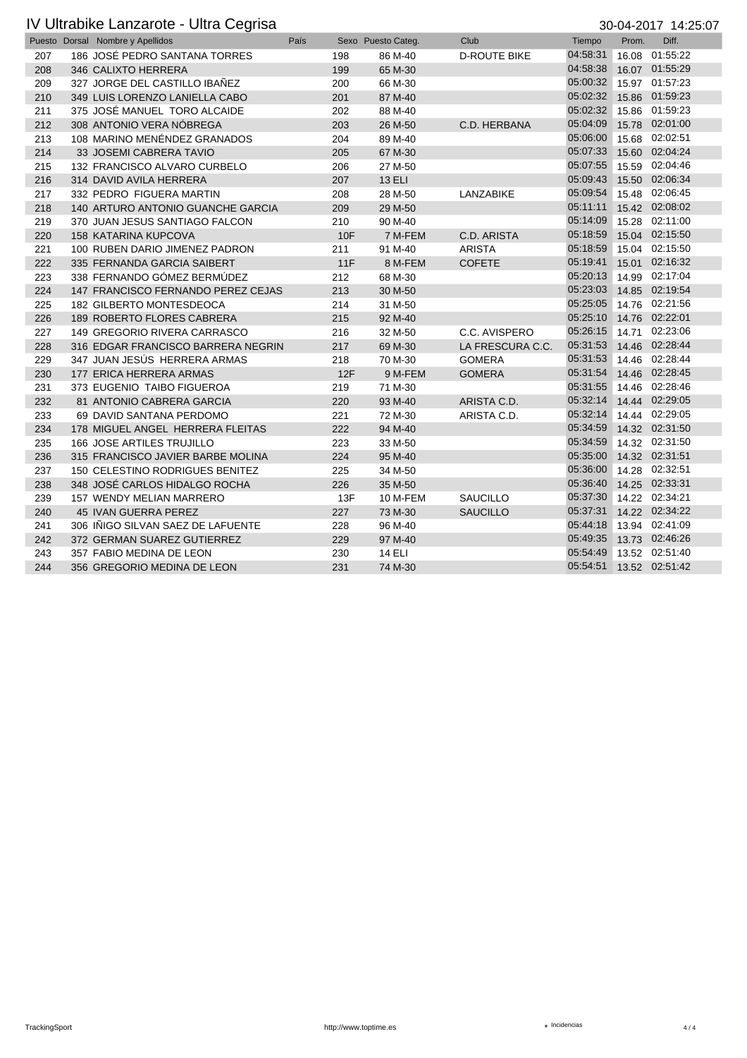# IV Ultrabike Lanzarote - Ultra Cegrisa

30-04-2017 14:25:07

| Puesto | Dorsal | Nombre y Apellidos | País | Sexo | Puesto Categ. | Club | Tiempo | Prom. | Diff. |
|---|---|---|---|---|---|---|---|---|---|
| 207 | 186 | JOSÉ PEDRO SANTANA TORRES | | 198 | 86 M-40 | D-ROUTE BIKE | 04:58:31 | 16.08 | 01:55:22 |
| 208 | 346 | CALIXTO HERRERA | | 199 | 65 M-30 | | 04:58:38 | 16.07 | 01:55:29 |
| 209 | 327 | JORGE DEL CASTILLO IBAÑEZ | | 200 | 66 M-30 | | 05:00:32 | 15.97 | 01:57:23 |
| 210 | 349 | LUIS LORENZO LANIELLA CABO | | 201 | 87 M-40 | | 05:02:32 | 15.86 | 01:59:23 |
| 211 | 375 | JOSÉ MANUEL TORO ALCAIDE | | 202 | 88 M-40 | | 05:02:32 | 15.86 | 01:59:23 |
| 212 | 308 | ANTONIO VERA NÓBREGA | | 203 | 26 M-50 | C.D. HERBANA | 05:04:09 | 15.78 | 02:01:00 |
| 213 | 108 | MARINO MENÉNDEZ GRANADOS | | 204 | 89 M-40 | | 05:06:00 | 15.68 | 02:02:51 |
| 214 | 33 | JOSEMI CABRERA TAVIO | | 205 | 67 M-30 | | 05:07:33 | 15.60 | 02:04:24 |
| 215 | 132 | FRANCISCO ALVARO CURBELO | | 206 | 27 M-50 | | 05:07:55 | 15.59 | 02:04:46 |
| 216 | 314 | DAVID AVILA HERRERA | | 207 | 13 ELI | | 05:09:43 | 15.50 | 02:06:34 |
| 217 | 332 | PEDRO FIGUERA MARTIN | | 208 | 28 M-50 | LANZABIKE | 05:09:54 | 15.48 | 02:06:45 |
| 218 | 140 | ARTURO ANTONIO GUANCHE GARCIA | | 209 | 29 M-50 | | 05:11:11 | 15.42 | 02:08:02 |
| 219 | 370 | JUAN JESUS SANTIAGO FALCON | | 210 | 90 M-40 | | 05:14:09 | 15.28 | 02:11:00 |
| 220 | 158 | KATARINA KUPCOVA | | 10F | 7 M-FEM | C.D. ARISTA | 05:18:59 | 15.04 | 02:15:50 |
| 221 | 100 | RUBEN DARIO JIMENEZ PADRON | | 211 | 91 M-40 | ARISTA | 05:18:59 | 15.04 | 02:15:50 |
| 222 | 335 | FERNANDA GARCIA SAIBERT | | 11F | 8 M-FEM | COFETE | 05:19:41 | 15.01 | 02:16:32 |
| 223 | 338 | FERNANDO GÓMEZ BERMÚDEZ | | 212 | 68 M-30 | | 05:20:13 | 14.99 | 02:17:04 |
| 224 | 147 | FRANCISCO FERNANDO PEREZ CEJAS | | 213 | 30 M-50 | | 05:23:03 | 14.85 | 02:19:54 |
| 225 | 182 | GILBERTO MONTESDEOCA | | 214 | 31 M-50 | | 05:25:05 | 14.76 | 02:21:56 |
| 226 | 189 | ROBERTO FLORES CABRERA | | 215 | 92 M-40 | | 05:25:10 | 14.76 | 02:22:01 |
| 227 | 149 | GREGORIO RIVERA CARRASCO | | 216 | 32 M-50 | C.C. AVISPERO | 05:26:15 | 14.71 | 02:23:06 |
| 228 | 316 | EDGAR FRANCISCO BARRERA NEGRIN | | 217 | 69 M-30 | LA FRESCURA C.C. | 05:31:53 | 14.46 | 02:28:44 |
| 229 | 347 | JUAN JESÚS HERRERA ARMAS | | 218 | 70 M-30 | GOMERA | 05:31:53 | 14.46 | 02:28:44 |
| 230 | 177 | ERICA HERRERA ARMAS | | 12F | 9 M-FEM | GOMERA | 05:31:54 | 14.46 | 02:28:45 |
| 231 | 373 | EUGENIO TAIBO FIGUEROA | | 219 | 71 M-30 | | 05:31:55 | 14.46 | 02:28:46 |
| 232 | 81 | ANTONIO CABRERA GARCIA | | 220 | 93 M-40 | ARISTA C.D. | 05:32:14 | 14.44 | 02:29:05 |
| 233 | 69 | DAVID SANTANA PERDOMO | | 221 | 72 M-30 | ARISTA C.D. | 05:32:14 | 14.44 | 02:29:05 |
| 234 | 178 | MIGUEL ANGEL HERRERA FLEITAS | | 222 | 94 M-40 | | 05:34:59 | 14.32 | 02:31:50 |
| 235 | 166 | JOSE ARTILES TRUJILLO | | 223 | 33 M-50 | | 05:34:59 | 14.32 | 02:31:50 |
| 236 | 315 | FRANCISCO JAVIER BARBE MOLINA | | 224 | 95 M-40 | | 05:35:00 | 14.32 | 02:31:51 |
| 237 | 150 | CELESTINO RODRIGUES BENITEZ | | 225 | 34 M-50 | | 05:36:00 | 14.28 | 02:32:51 |
| 238 | 348 | JOSÉ CARLOS HIDALGO ROCHA | | 226 | 35 M-50 | | 05:36:40 | 14.25 | 02:33:31 |
| 239 | 157 | WENDY MELIAN MARRERO | | 13F | 10 M-FEM | SAUCILLO | 05:37:30 | 14.22 | 02:34:21 |
| 240 | 45 | IVAN GUERRA PEREZ | | 227 | 73 M-30 | SAUCILLO | 05:37:31 | 14.22 | 02:34:22 |
| 241 | 306 | IÑIGO SILVAN SAEZ DE LAFUENTE | | 228 | 96 M-40 | | 05:44:18 | 13.94 | 02:41:09 |
| 242 | 372 | GERMAN SUAREZ GUTIERREZ | | 229 | 97 M-40 | | 05:49:35 | 13.73 | 02:46:26 |
| 243 | 357 | FABIO MEDINA DE LEON | | 230 | 14 ELI | | 05:54:49 | 13.52 | 02:51:40 |
| 244 | 356 | GREGORIO MEDINA DE LEON | | 231 | 74 M-30 | | 05:54:51 | 13.52 | 02:51:42 |

TrackingSport — http://www.toptime.es — ⋆ Incidencias